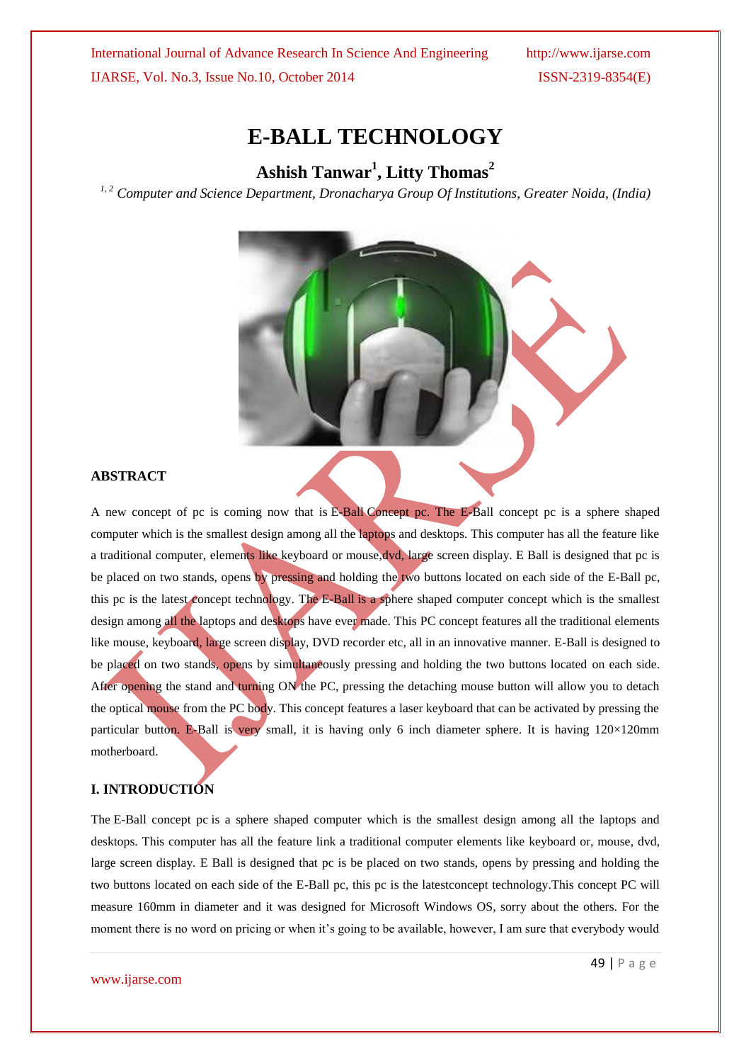# E-BALL TECHNOLOGY

**Ashish Tanwar[1], Litty Thomas[2]**

*[1,2] Computer and Science Department, Dronacharya Group Of Institutions, Greater Noida, (India)*

## ABSTRACT

A new concept of pc is coming now that is E-Ball Concept pc. The E-Ball concept pc is a sphere shaped computer which is the smallest design among all the laptops and desktops. This computer has all the feature like a traditional computer, elements like keyboard or mouse,dvd, large screen display. E Ball is designed that pc is be placed on two stands, opens by pressing and holding the two buttons located on each side of the E-Ball pc, this pc is the latest concept technology. The E-Ball is a sphere shaped computer concept which is the smallest design among all the laptops and desktops have ever made. This PC concept features all the traditional elements like mouse, keyboard, large screen display, DVD recorder etc, all in an innovative manner. E-Ball is designed to be placed on two stands, opens by simultaneously pressing and holding the two buttons located on each side. After opening the stand and turning ON the PC, pressing the detaching mouse button will allow you to detach the optical mouse from the PC body. This concept features a laser keyboard that can be activated by pressing the particular button. E-Ball is very small, it is having only 6 inch diameter sphere. It is having 120×120mm motherboard.

## I. INTRODUCTION

The E-Ball concept pc is a sphere shaped computer which is the smallest design among all the laptops and desktops. This computer has all the feature link a traditional computer elements like keyboard or, mouse, dvd, large screen display. E Ball is designed that pc is be placed on two stands, opens by pressing and holding the two buttons located on each side of the E-Ball pc, this pc is the latestconcept technology.This concept PC will measure 160mm in diameter and it was designed for Microsoft Windows OS, sorry about the others. For the moment there is no word on pricing or when it's going to be available, however, I am sure that everybody would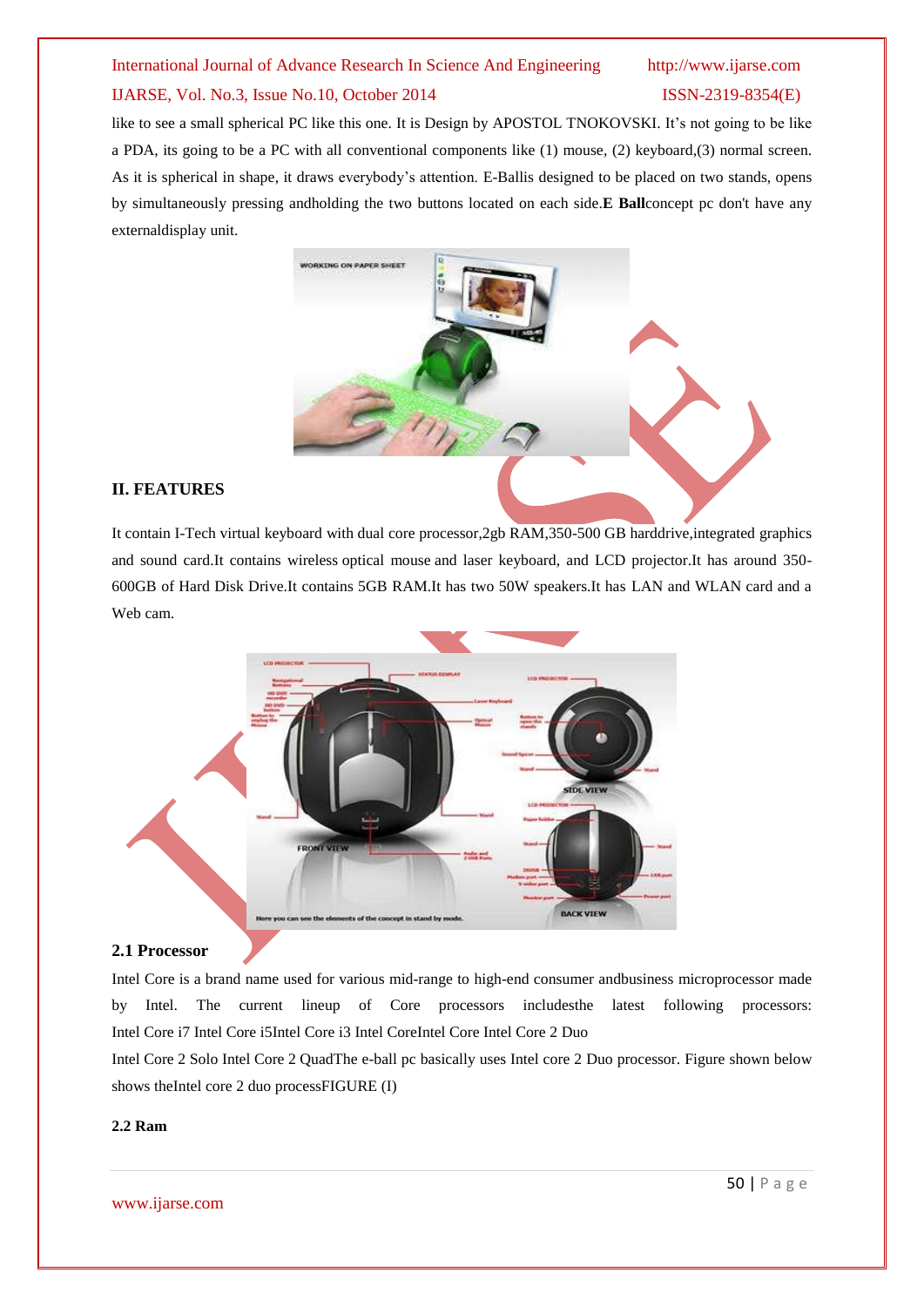like to see a small spherical PC like this one. It is Design by APOSTOL TNOKOVSKI. It's not going to be like a PDA, its going to be a PC with all conventional components like (1) mouse, (2) keyboard,(3) normal screen. As it is spherical in shape, it draws everybody's attention. E-Ballis designed to be placed on two stands, opens by simultaneously pressing andholding the two buttons located on each side.**E Ball**concept pc don't have any externaldisplay unit.

## II. FEATURES

It contain I-Tech virtual keyboard with dual core processor,2gb RAM,350-500 GB harddrive,integrated graphics and sound card.It contains wireless optical mouse and laser keyboard, and LCD projector.It has around 350-600GB of Hard Disk Drive.It contains 5GB RAM.It has two 50W speakers.It has LAN and WLAN card and a Web cam.

### 2.1 Processor

Intel Core is a brand name used for various mid-range to high-end consumer andbusiness microprocessor made by Intel. The current lineup of Core processors includesthe latest following processors: Intel Core i7 Intel Core i5Intel Core i3 Intel CoreIntel Core Intel Core 2 Duo

Intel Core 2 Solo Intel Core 2 QuadThe e-ball pc basically uses Intel core 2 Duo processor. Figure shown below shows theIntel core 2 duo processFIGURE (I)

### 2.2 Ram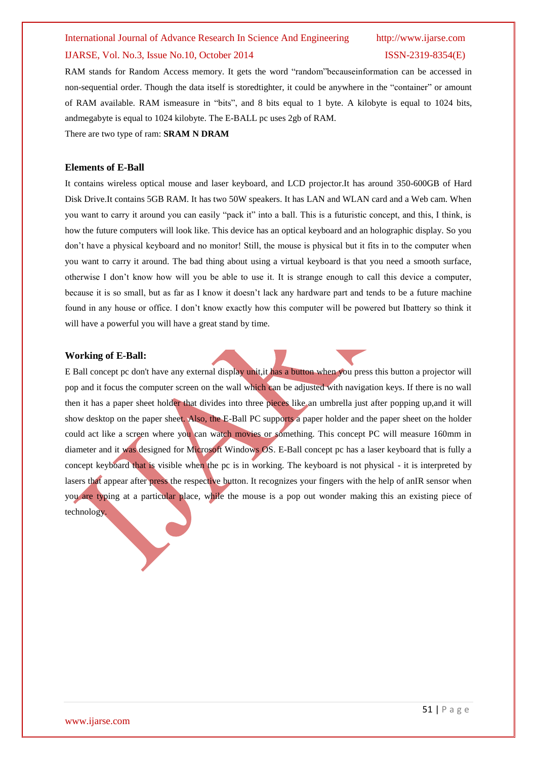RAM stands for Random Access memory. It gets the word "random"becauseinformation can be accessed in non-sequential order. Though the data itself is storedtighter, it could be anywhere in the "container" or amount of RAM available. RAM ismeasure in "bits", and 8 bits equal to 1 byte. A kilobyte is equal to 1024 bits, andmegabyte is equal to 1024 kilobyte. The E-BALL pc uses 2gb of RAM.

There are two type of ram: **SRAM N DRAM**

### Elements of E-Ball

It contains wireless optical mouse and laser keyboard, and LCD projector.It has around 350-600GB of Hard Disk Drive.It contains 5GB RAM. It has two 50W speakers. It has LAN and WLAN card and a Web cam. When you want to carry it around you can easily "pack it" into a ball. This is a futuristic concept, and this, I think, is how the future computers will look like. This device has an optical keyboard and an holographic display. So you don't have a physical keyboard and no monitor! Still, the mouse is physical but it fits in to the computer when you want to carry it around. The bad thing about using a virtual keyboard is that you need a smooth surface, otherwise I don't know how will you be able to use it. It is strange enough to call this device a computer, because it is so small, but as far as I know it doesn't lack any hardware part and tends to be a future machine found in any house or office. I don't know exactly how this computer will be powered but Ibattery so think it will have a powerful you will have a great stand by time.

### Working of E-Ball:

E Ball concept pc don't have any external display unit,it has a button when you press this button a projector will pop and it focus the computer screen on the wall which can be adjusted with navigation keys. If there is no wall then it has a paper sheet holder that divides into three pieces like an umbrella just after popping up,and it will show desktop on the paper sheet. Also, the E-Ball PC supports a paper holder and the paper sheet on the holder could act like a screen where you can watch movies or something. This concept PC will measure 160mm in diameter and it was designed for Microsoft Windows OS. E-Ball concept pc has a laser keyboard that is fully a concept keyboard that is visible when the pc is in working. The keyboard is not physical - it is interpreted by lasers that appear after press the respective button. It recognizes your fingers with the help of anIR sensor when you are typing at a particular place, while the mouse is a pop out wonder making this an existing piece of technology.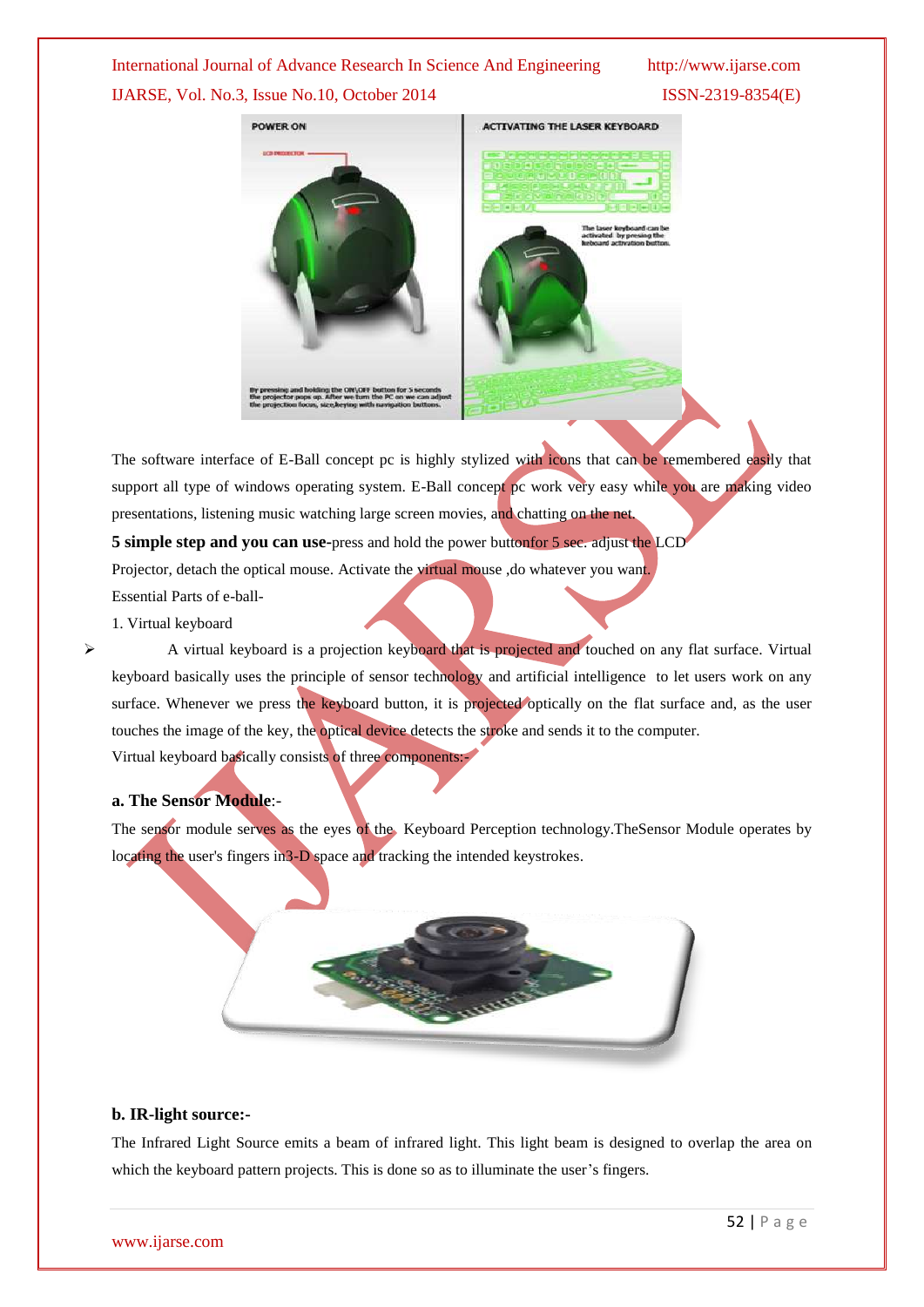The software interface of E-Ball concept pc is highly stylized with icons that can be remembered easily that support all type of windows operating system. E-Ball concept pc work very easy while you are making video presentations, listening music watching large screen movies, and chatting on the net.

**5 simple step and you can use-**press and hold the power buttonfor 5 sec. adjust the LCD Projector, detach the optical mouse. Activate the virtual mouse ,do whatever you want.

Essential Parts of e-ball-

1. Virtual keyboard

- A virtual keyboard is a projection keyboard that is projected and touched on any flat surface. Virtual keyboard basically uses the principle of sensor technology and artificial intelligence to let users work on any surface. Whenever we press the keyboard button, it is projected optically on the flat surface and, as the user touches the image of the key, the optical device detects the stroke and sends it to the computer.

Virtual keyboard basically consists of three components:-

**a. The Sensor Module**:-

The sensor module serves as the eyes of the Keyboard Perception technology.TheSensor Module operates by locating the user's fingers in3-D space and tracking the intended keystrokes.

**b. IR-light source:-**

The Infrared Light Source emits a beam of infrared light. This light beam is designed to overlap the area on which the keyboard pattern projects. This is done so as to illuminate the user's fingers.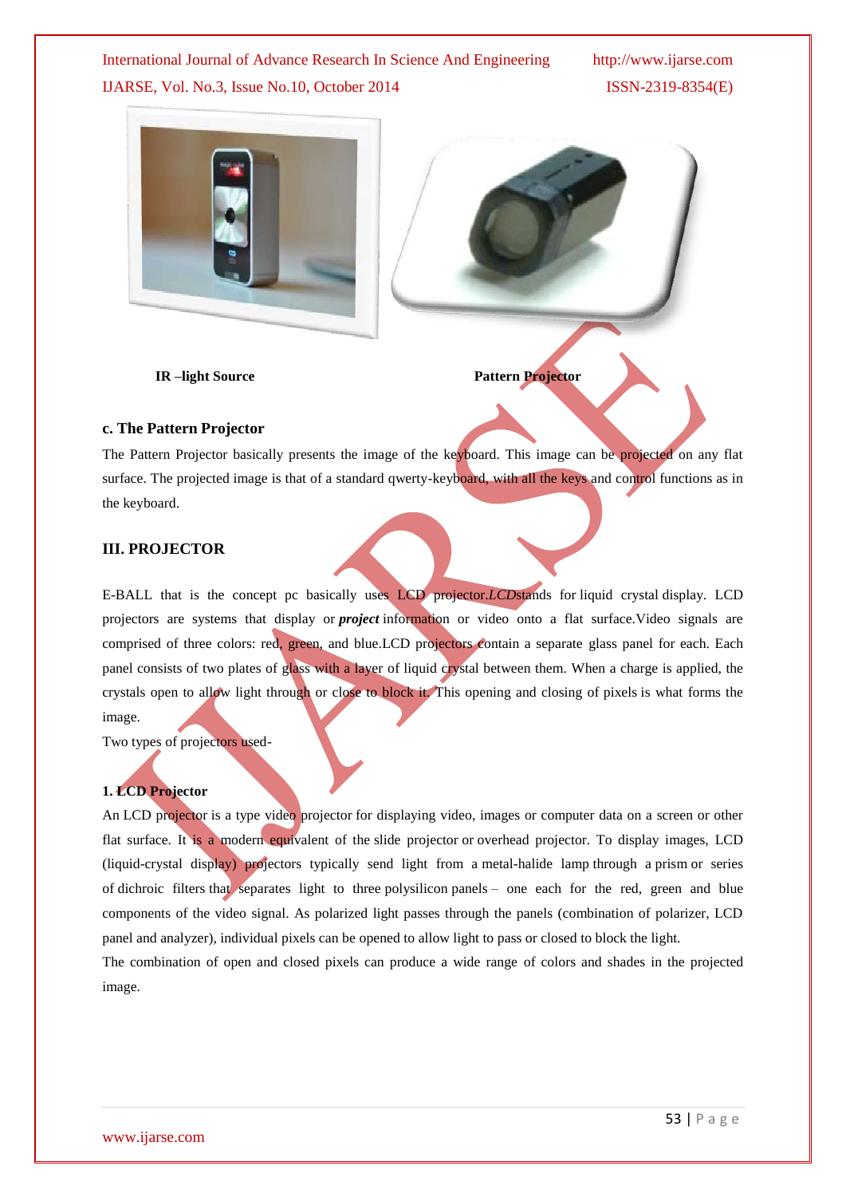IR –light Source    Pattern Projector

### c. The Pattern Projector

The Pattern Projector basically presents the image of the keyboard. This image can be projected on any flat surface. The projected image is that of a standard qwerty-keyboard, with all the keys and control functions as in the keyboard.

## III. PROJECTOR

E-BALL that is the concept pc basically uses LCD projector.*LCD*stands for liquid crystal display. LCD projectors are systems that display or ***project*** information or video onto a flat surface.Video signals are comprised of three colors: red, green, and blue.LCD projectors contain a separate glass panel for each. Each panel consists of two plates of glass with a layer of liquid crystal between them. When a charge is applied, the crystals open to allow light through or close to block it. This opening and closing of pixels is what forms the image.

Two types of projectors used-

### 1. LCD Projector

An LCD projector is a type video projector for displaying video, images or computer data on a screen or other flat surface. It is a modern equivalent of the slide projector or overhead projector. To display images, LCD (liquid-crystal display) projectors typically send light from a metal-halide lamp through a prism or series of dichroic filters that separates light to three polysilicon panels – one each for the red, green and blue components of the video signal. As polarized light passes through the panels (combination of polarizer, LCD panel and analyzer), individual pixels can be opened to allow light to pass or closed to block the light.

The combination of open and closed pixels can produce a wide range of colors and shades in the projected image.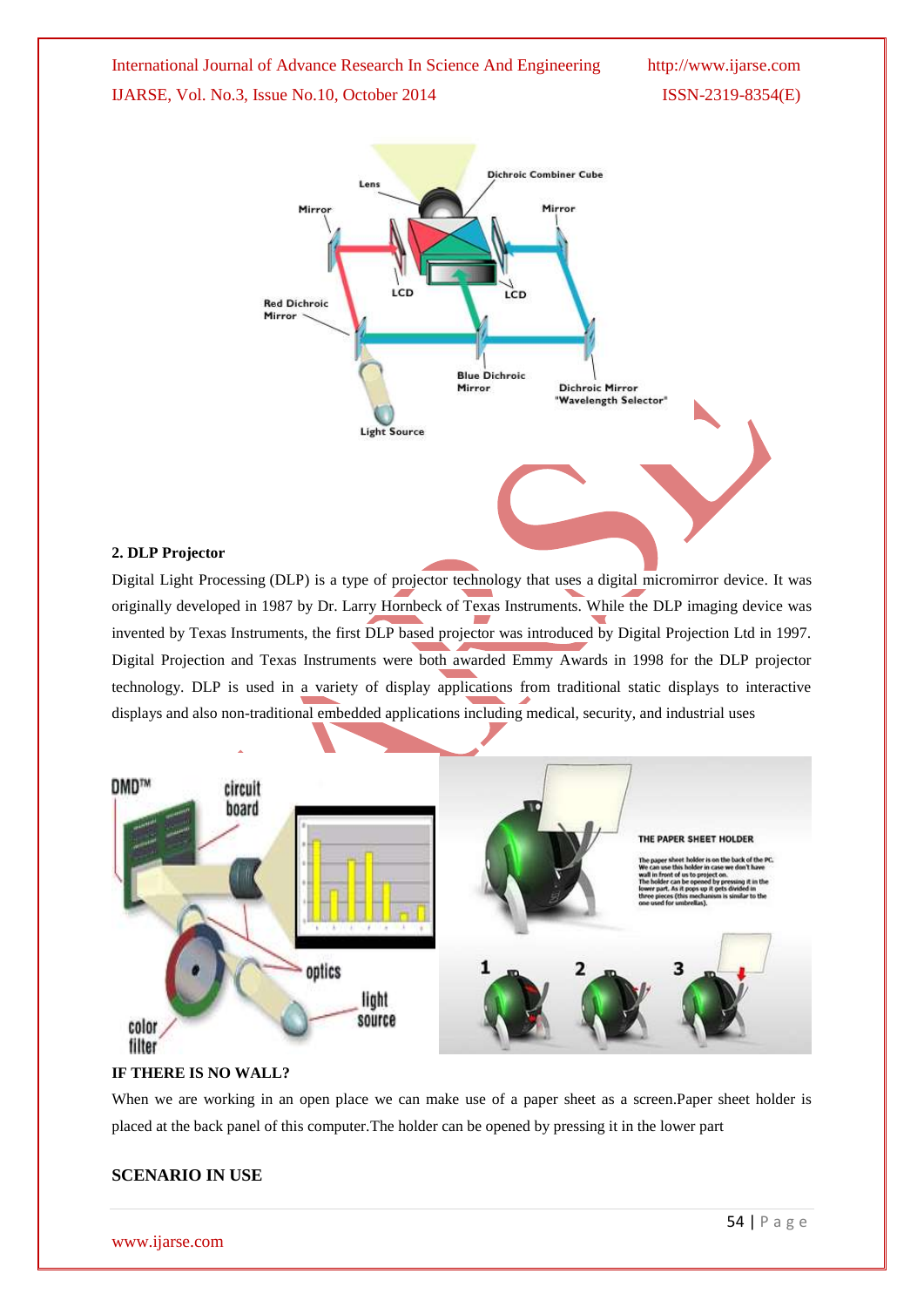## 2. DLP Projector

Digital Light Processing (DLP) is a type of projector technology that uses a digital micromirror device. It was originally developed in 1987 by Dr. Larry Hornbeck of Texas Instruments. While the DLP imaging device was invented by Texas Instruments, the first DLP based projector was introduced by Digital Projection Ltd in 1997. Digital Projection and Texas Instruments were both awarded Emmy Awards in 1998 for the DLP projector technology. DLP is used in a variety of display applications from traditional static displays to interactive displays and also non-traditional embedded applications including medical, security, and industrial uses

### IF THERE IS NO WALL?

When we are working in an open place we can make use of a paper sheet as a screen.Paper sheet holder is placed at the back panel of this computer.The holder can be opened by pressing it in the lower part

### SCENARIO IN USE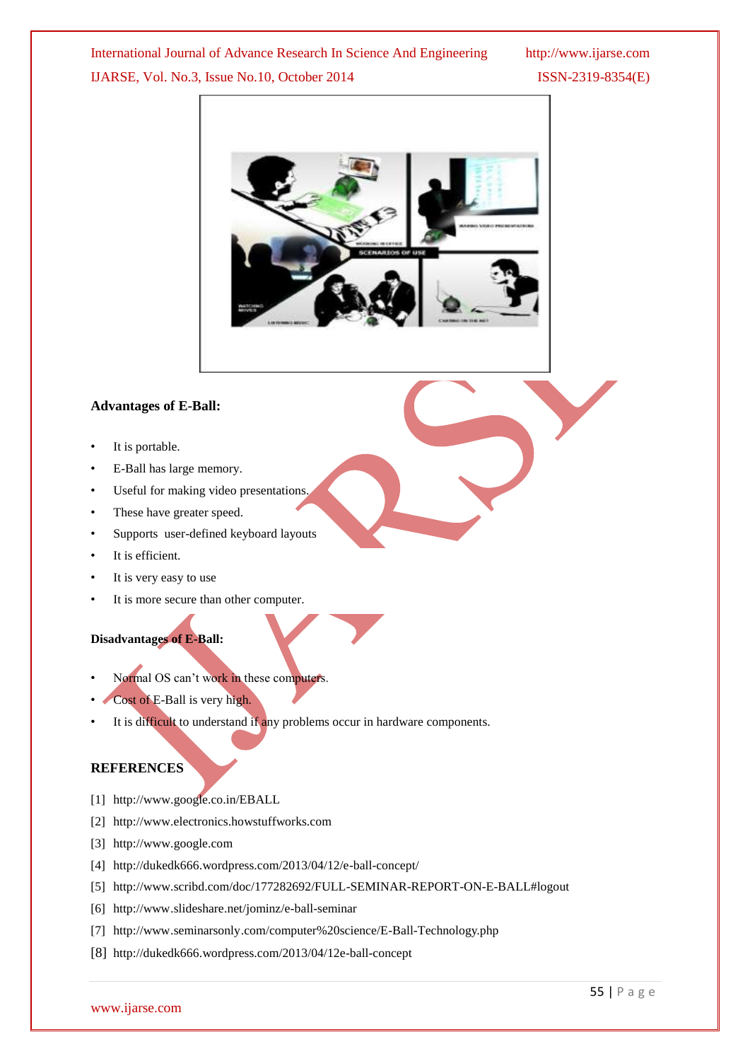## Advantages of E-Ball:

- It is portable.
- E-Ball has large memory.
- Useful for making video presentations.
- These have greater speed.
- Supports user-defined keyboard layouts
- It is efficient.
- It is very easy to use
- It is more secure than other computer.

### Disadvantages of E-Ball:

- Normal OS can't work in these computers.
- Cost of E-Ball is very high.
- It is difficult to understand if any problems occur in hardware components.

## REFERENCES

[1] http://www.google.co.in/EBALL

[2] http://www.electronics.howstuffworks.com

[3] http://www.google.com

[4] http://dukedk666.wordpress.com/2013/04/12/e-ball-concept/

[5] http://www.scribd.com/doc/177282692/FULL-SEMINAR-REPORT-ON-E-BALL#logout

[6] http://www.slideshare.net/jominz/e-ball-seminar

[7] http://www.seminarsonly.com/computer%20science/E-Ball-Technology.php

[8] http://dukedk666.wordpress.com/2013/04/12e-ball-concept